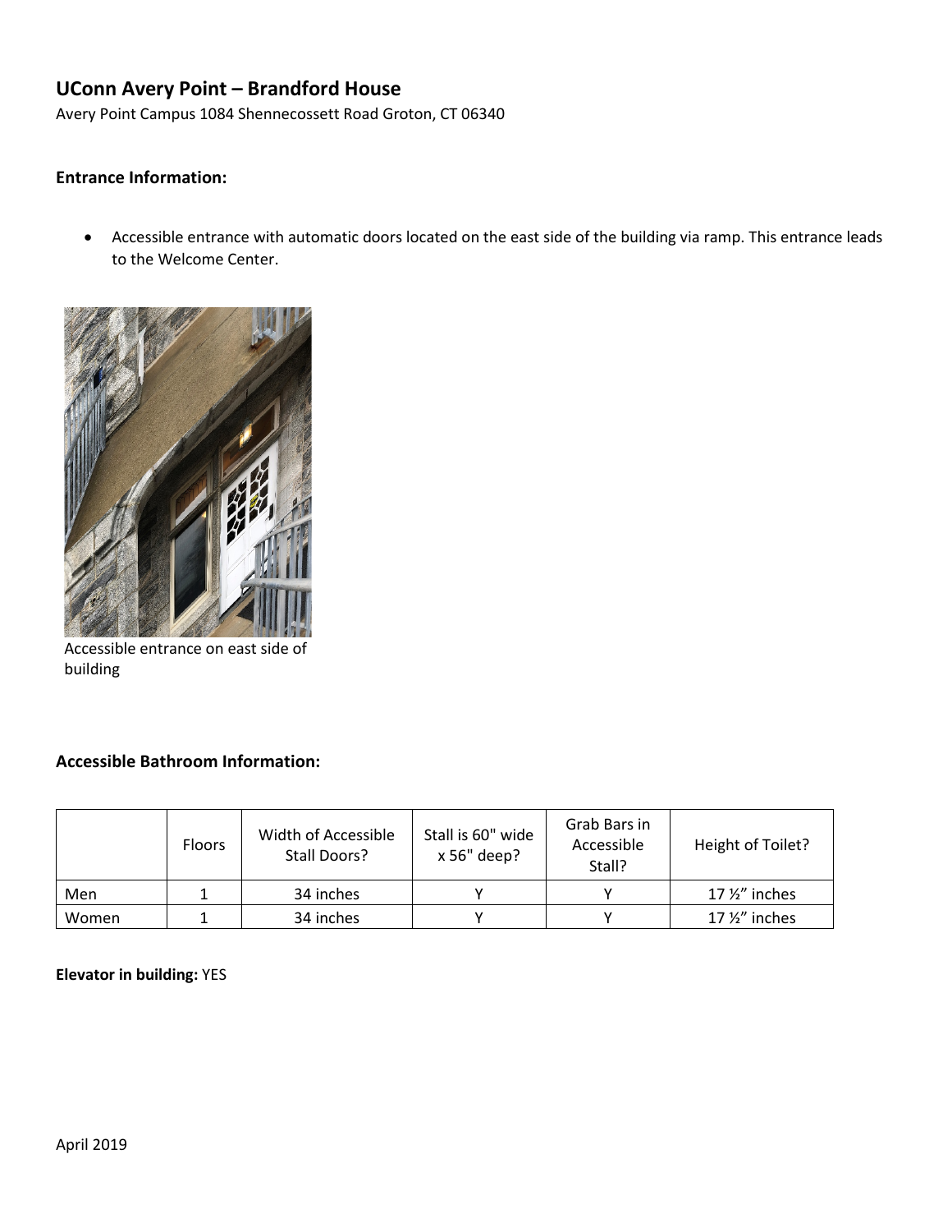# UConn Avery Point – Brandford House

Avery Point Campus 1084 Shennecossett Road Groton, CT 06340

### Entrance Information:

- Accessible entrance with automatic doors located on the east side of the building via ramp. This entrance leads to the Welcome Center.

Accessible entrance on east side of building

### Accessible Bathroom Information:

| | Floors | Width of Accessible Stall Doors? | Stall is 60" wide x 56" deep? | Grab Bars in Accessible Stall? | Height of Toilet? |
|---|---|---|---|---|---|
| Men | 1 | 34 inches | Y | Y | 17 ½” inches |
| Women | 1 | 34 inches | Y | Y | 17 ½” inches |

**Elevator in building:** YES

April 2019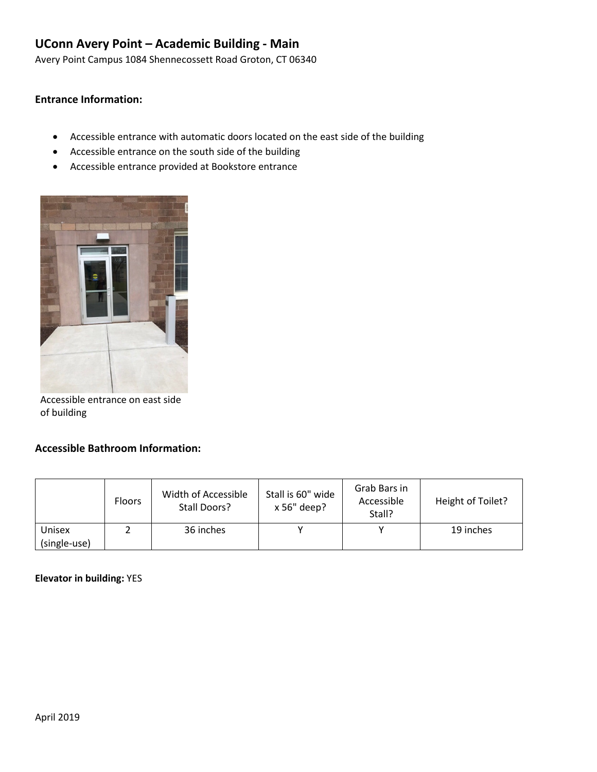# UConn Avery Point – Academic Building - Main

Avery Point Campus 1084 Shennecossett Road Groton, CT 06340

### Entrance Information:

- Accessible entrance with automatic doors located on the east side of the building
- Accessible entrance on the south side of the building
- Accessible entrance provided at Bookstore entrance

Accessible entrance on east side of building

### Accessible Bathroom Information:

| | Floors | Width of Accessible Stall Doors? | Stall is 60" wide x 56" deep? | Grab Bars in Accessible Stall? | Height of Toilet? |
|---|---|---|---|---|---|
| Unisex (single-use) | 2 | 36 inches | Y | Y | 19 inches |

**Elevator in building:** YES

April 2019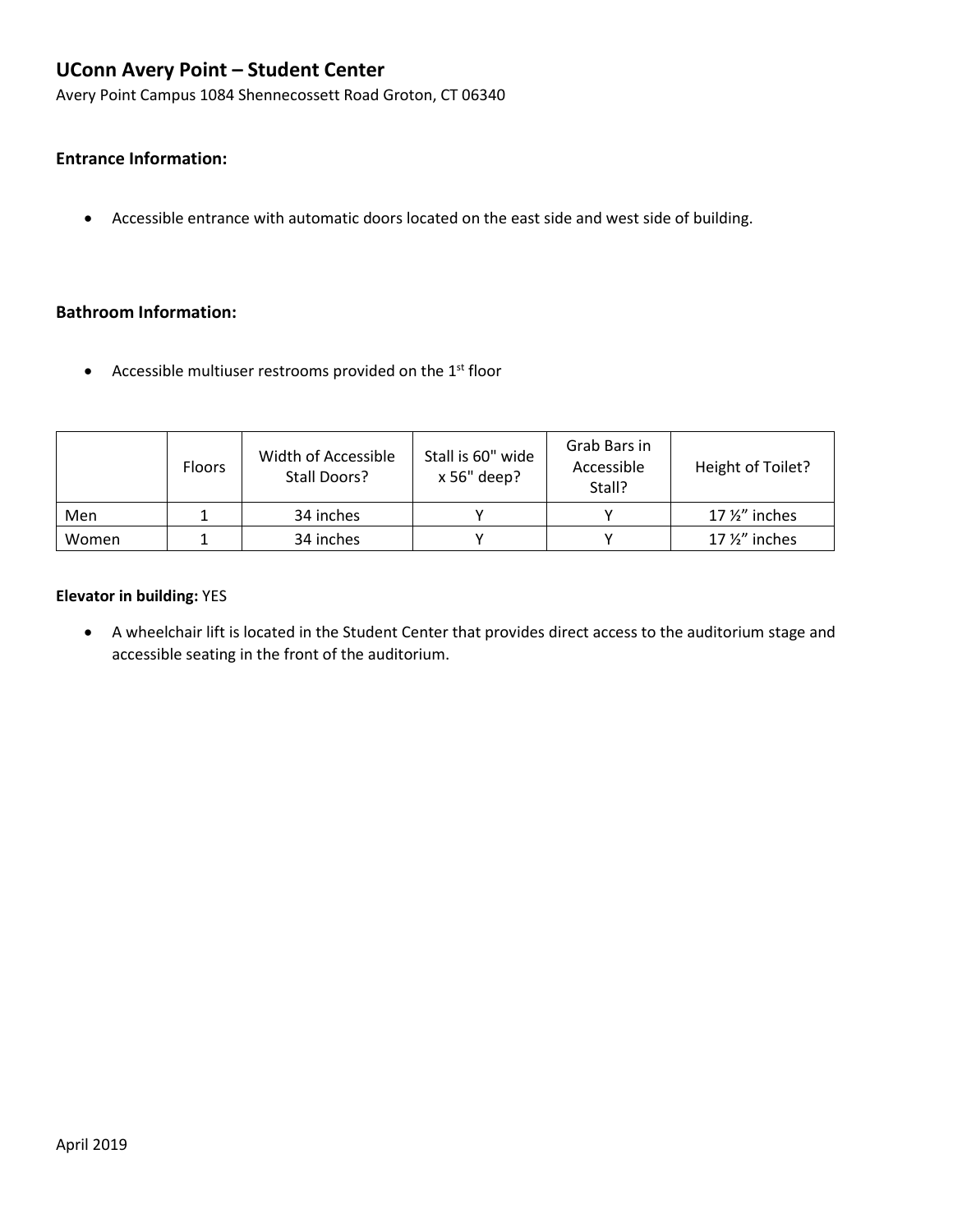## UConn Avery Point – Student Center

Avery Point Campus 1084 Shennecossett Road Groton, CT 06340

**Entrance Information:**

- Accessible entrance with automatic doors located on the east side and west side of building.

**Bathroom Information:**

- Accessible multiuser restrooms provided on the 1st floor

| | Floors | Width of Accessible Stall Doors? | Stall is 60" wide x 56" deep? | Grab Bars in Accessible Stall? | Height of Toilet? |
|---|---|---|---|---|---|
| Men | 1 | 34 inches | Y | Y | 17 ½" inches |
| Women | 1 | 34 inches | Y | Y | 17 ½" inches |

**Elevator in building:** YES

- A wheelchair lift is located in the Student Center that provides direct access to the auditorium stage and accessible seating in the front of the auditorium.

April 2019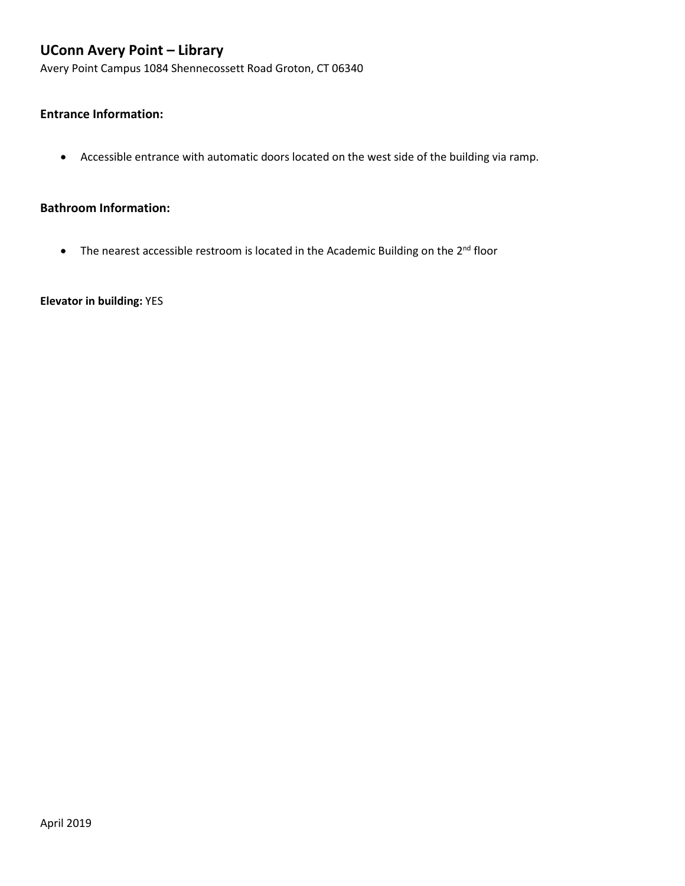## UConn Avery Point – Library

Avery Point Campus 1084 Shennecossett Road Groton, CT 06340

### Entrance Information:

- Accessible entrance with automatic doors located on the west side of the building via ramp.

### Bathroom Information:

- The nearest accessible restroom is located in the Academic Building on the 2nd floor

**Elevator in building:** YES

April 2019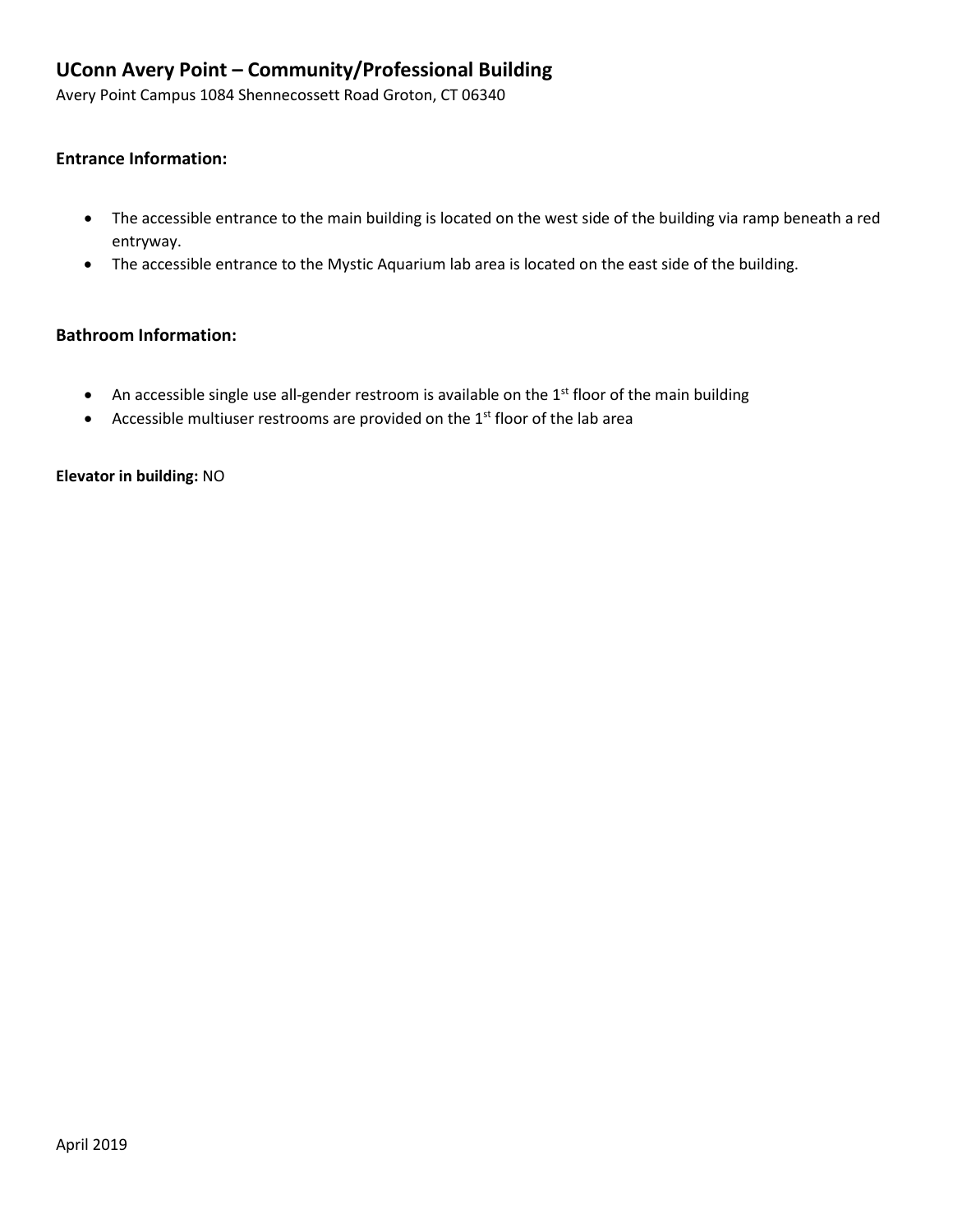## UConn Avery Point – Community/Professional Building

Avery Point Campus 1084 Shennecossett Road Groton, CT 06340

### Entrance Information:

- The accessible entrance to the main building is located on the west side of the building via ramp beneath a red entryway.
- The accessible entrance to the Mystic Aquarium lab area is located on the east side of the building.

### Bathroom Information:

- An accessible single use all-gender restroom is available on the 1st floor of the main building
- Accessible multiuser restrooms are provided on the 1st floor of the lab area

**Elevator in building:** NO

April 2019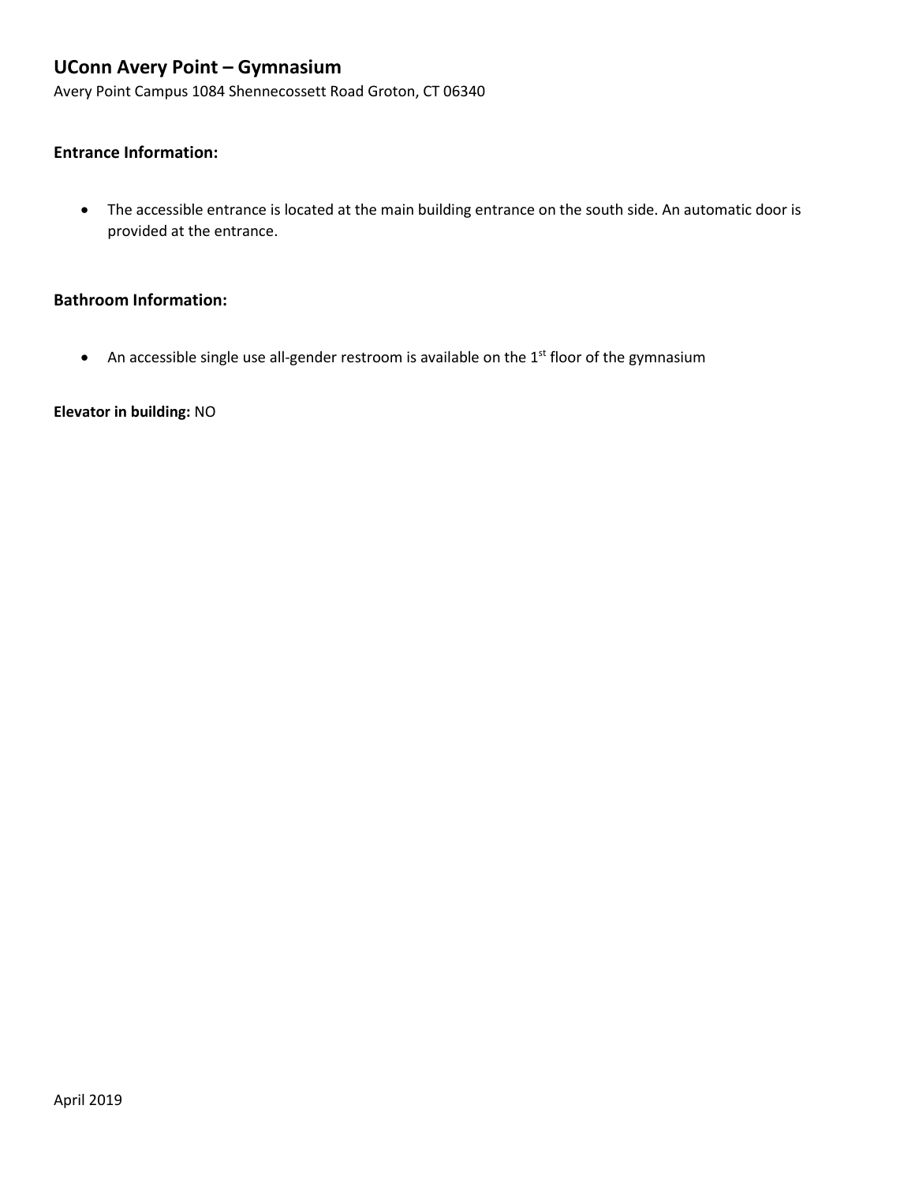## UConn Avery Point – Gymnasium

Avery Point Campus 1084 Shennecossett Road Groton, CT 06340

### Entrance Information:

- The accessible entrance is located at the main building entrance on the south side. An automatic door is provided at the entrance.

### Bathroom Information:

- An accessible single use all-gender restroom is available on the 1st floor of the gymnasium

**Elevator in building:** NO

April 2019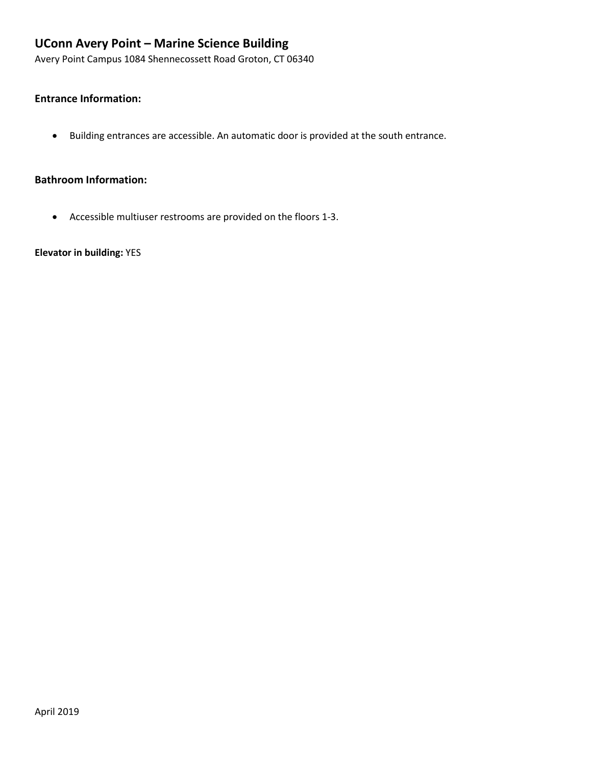## UConn Avery Point – Marine Science Building

Avery Point Campus 1084 Shennecossett Road Groton, CT 06340

### Entrance Information:

- Building entrances are accessible. An automatic door is provided at the south entrance.

### Bathroom Information:

- Accessible multiuser restrooms are provided on the floors 1-3.

**Elevator in building:** YES

April 2019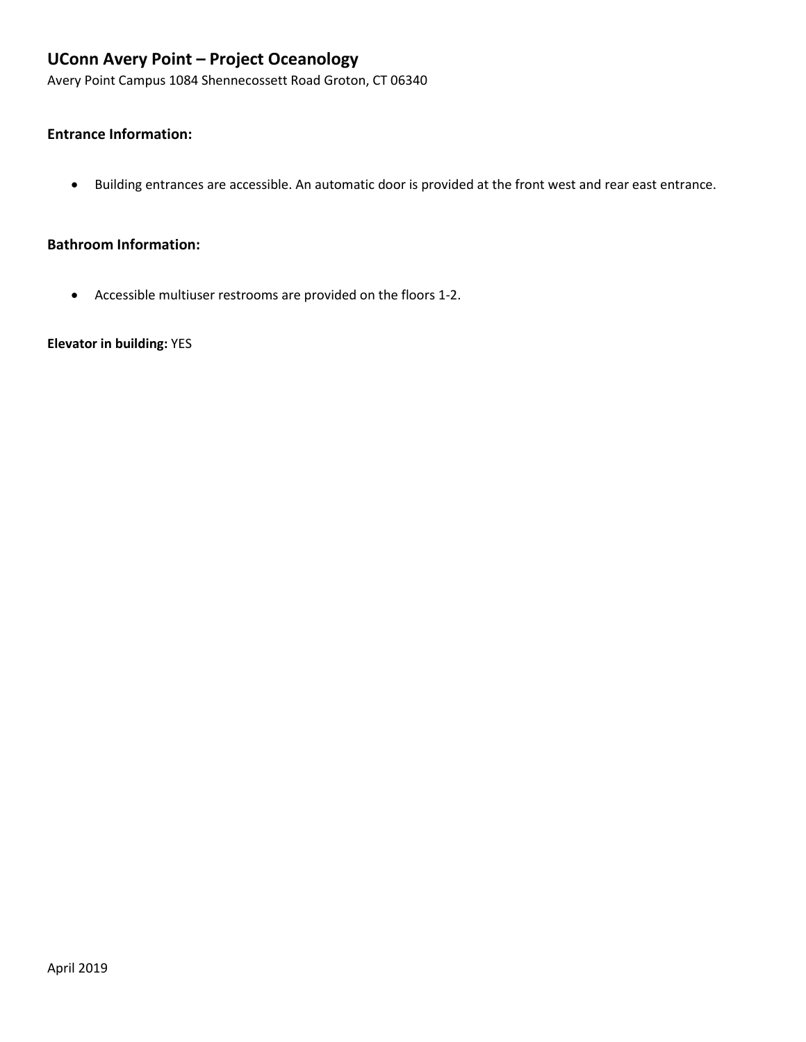## UConn Avery Point – Project Oceanology

Avery Point Campus 1084 Shennecossett Road Groton, CT 06340

### Entrance Information:

- Building entrances are accessible. An automatic door is provided at the front west and rear east entrance.

### Bathroom Information:

- Accessible multiuser restrooms are provided on the floors 1-2.

**Elevator in building:** YES

April 2019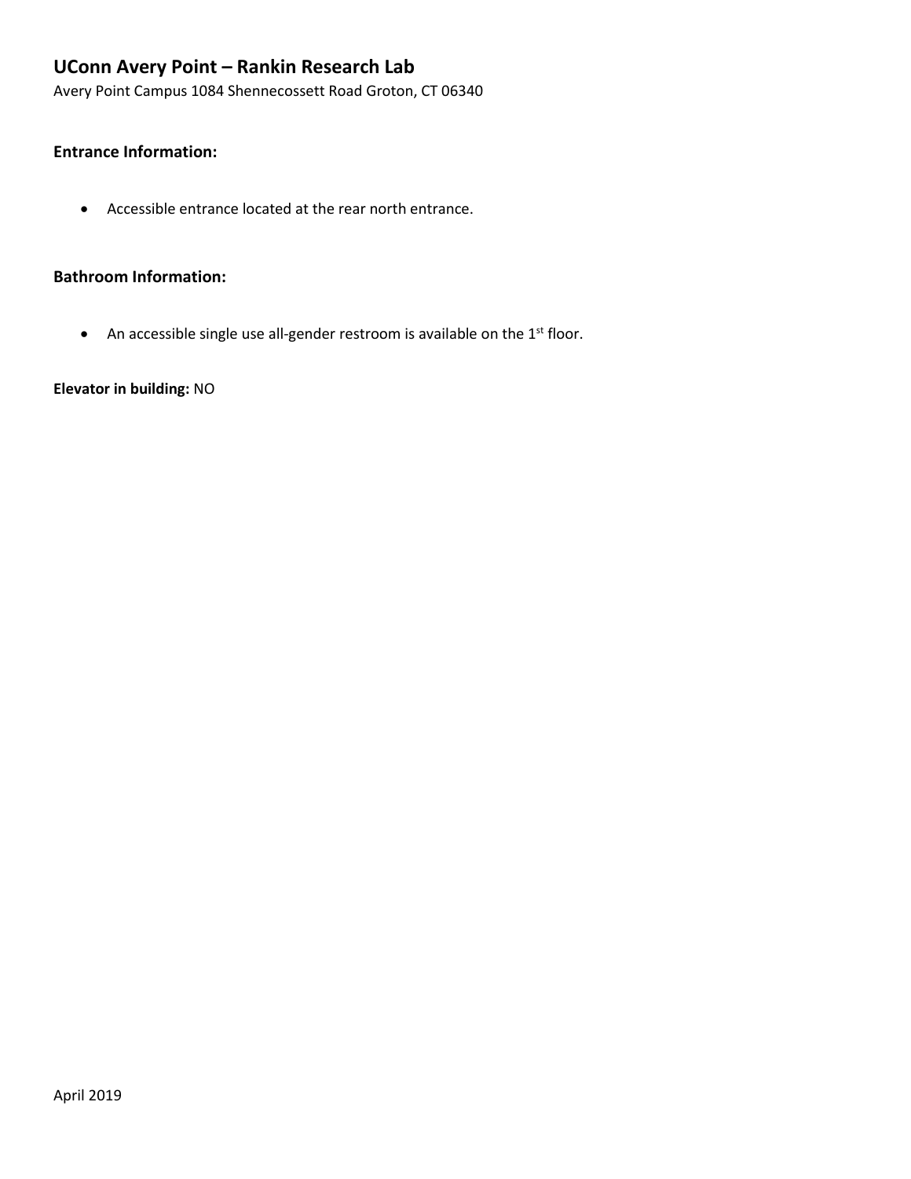## UConn Avery Point – Rankin Research Lab

Avery Point Campus 1084 Shennecossett Road Groton, CT 06340

### Entrance Information:

- Accessible entrance located at the rear north entrance.

### Bathroom Information:

- An accessible single use all-gender restroom is available on the 1st floor.

**Elevator in building:** NO

April 2019